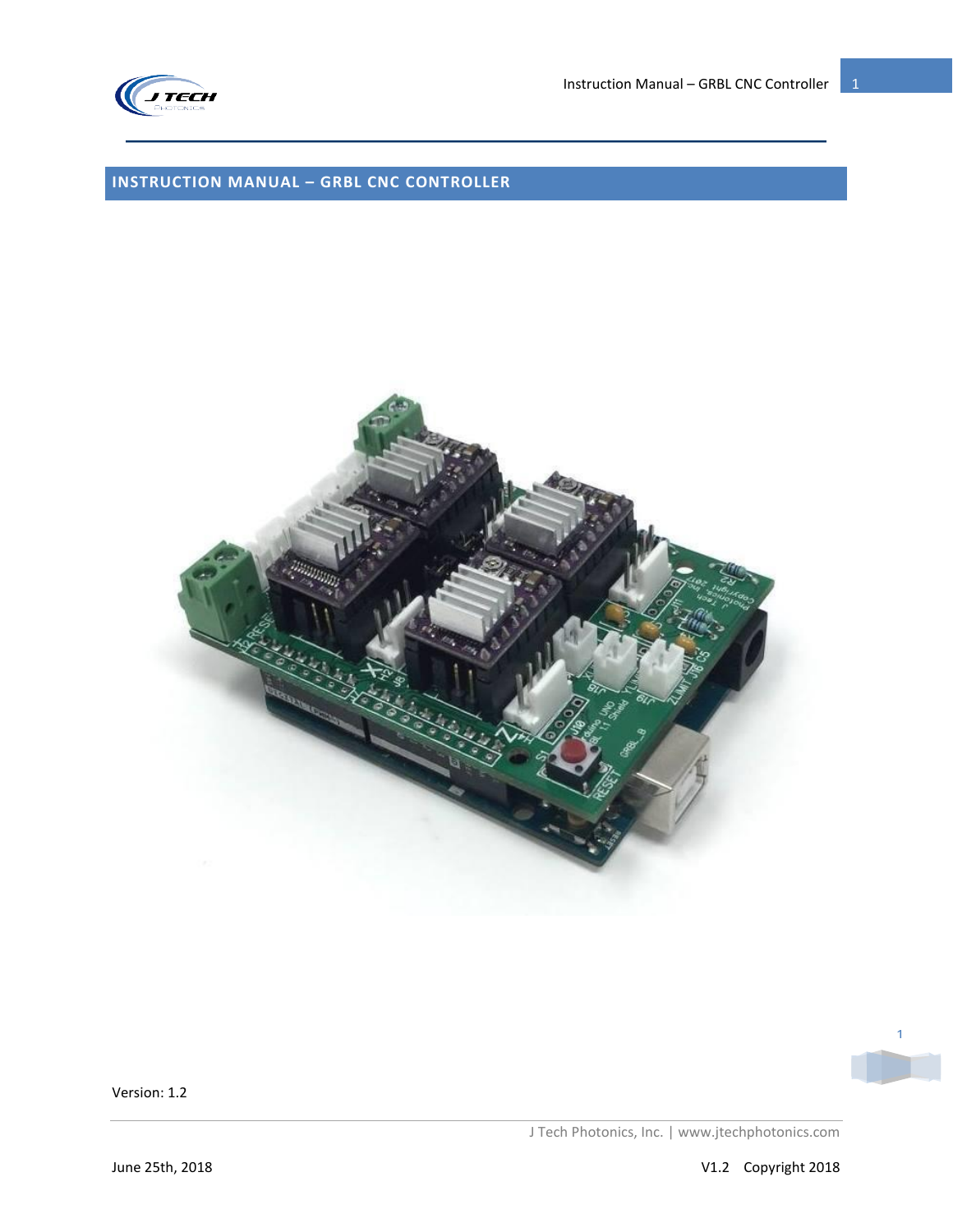# INSTRUCTION MANUAL – GRBL CNC CONTROLLER

Version: 1.2

June 25th, 2018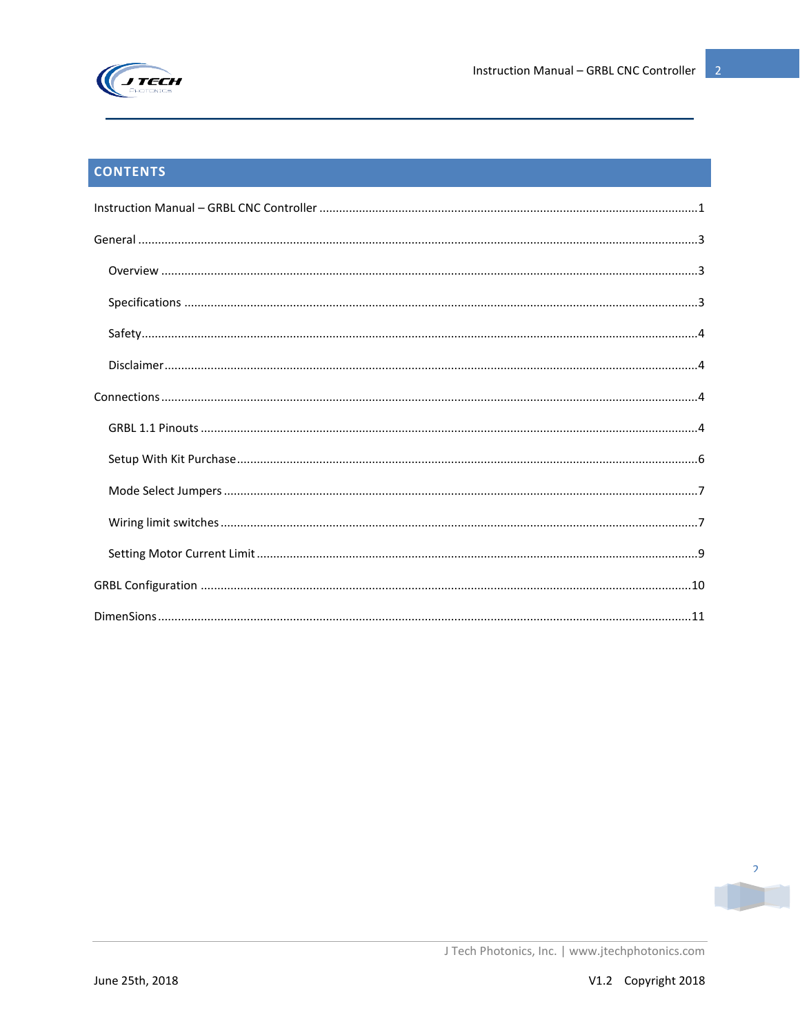## CONTENTS

Instruction Manual – GRBL CNC Controller ....1

General ....3

- Overview ....3
- Specifications ....3
- Safety....4
- Disclaimer....4

Connections....4

- GRBL 1.1 Pinouts ....4
- Setup With Kit Purchase....6
- Mode Select Jumpers ....7
- Wiring limit switches....7
- Setting Motor Current Limit ....9

GRBL Configuration ....10

DimenSions....11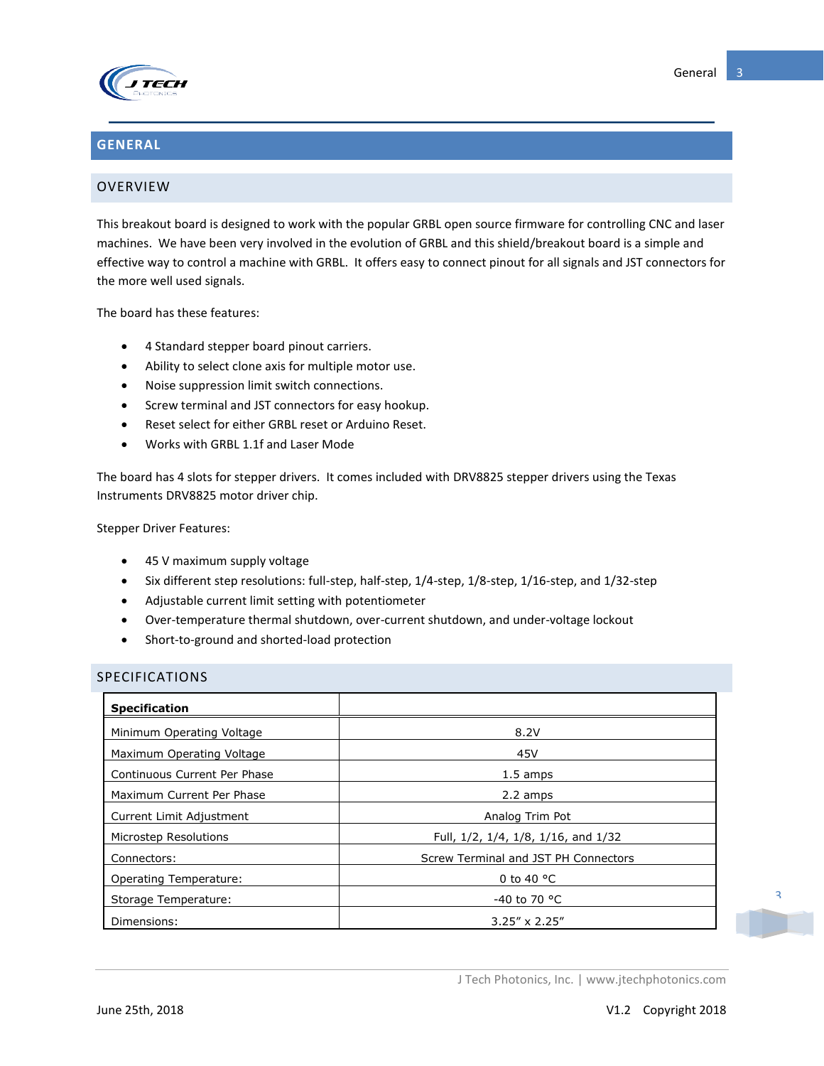# GENERAL

## OVERVIEW

This breakout board is designed to work with the popular GRBL open source firmware for controlling CNC and laser machines. We have been very involved in the evolution of GRBL and this shield/breakout board is a simple and effective way to control a machine with GRBL. It offers easy to connect pinout for all signals and JST connectors for the more well used signals.

The board has these features:

- 4 Standard stepper board pinout carriers.
- Ability to select clone axis for multiple motor use.
- Noise suppression limit switch connections.
- Screw terminal and JST connectors for easy hookup.
- Reset select for either GRBL reset or Arduino Reset.
- Works with GRBL 1.1f and Laser Mode

The board has 4 slots for stepper drivers. It comes included with DRV8825 stepper drivers using the Texas Instruments DRV8825 motor driver chip.

Stepper Driver Features:

- 45 V maximum supply voltage
- Six different step resolutions: full-step, half-step, 1/4-step, 1/8-step, 1/16-step, and 1/32-step
- Adjustable current limit setting with potentiometer
- Over-temperature thermal shutdown, over-current shutdown, and under-voltage lockout
- Short-to-ground and shorted-load protection

## SPECIFICATIONS

| **Specification** | |
|---|---|
| Minimum Operating Voltage | 8.2V |
| Maximum Operating Voltage | 45V |
| Continuous Current Per Phase | 1.5 amps |
| Maximum Current Per Phase | 2.2 amps |
| Current Limit Adjustment | Analog Trim Pot |
| Microstep Resolutions | Full, 1/2, 1/4, 1/8, 1/16, and 1/32 |
| Connectors: | Screw Terminal and JST PH Connectors |
| Operating Temperature: | 0 to 40 °C |
| Storage Temperature: | -40 to 70 °C |
| Dimensions: | 3.25” x 2.25” |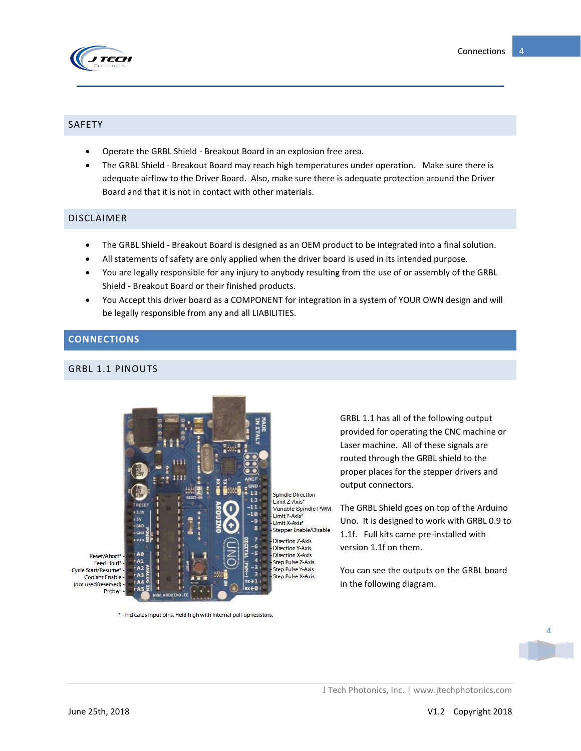## SAFETY

- Operate the GRBL Shield - Breakout Board in an explosion free area.
- The GRBL Shield - Breakout Board may reach high temperatures under operation. Make sure there is adequate airflow to the Driver Board. Also, make sure there is adequate protection around the Driver Board and that it is not in contact with other materials.

## DISCLAIMER

- The GRBL Shield - Breakout Board is designed as an OEM product to be integrated into a final solution.
- All statements of safety are only applied when the driver board is used in its intended purpose.
- You are legally responsible for any injury to anybody resulting from the use of or assembly of the GRBL Shield - Breakout Board or their finished products.
- You Accept this driver board as a COMPONENT for integration in a system of YOUR OWN design and will be legally responsible from any and all LIABILITIES.

# CONNECTIONS

## GRBL 1.1 PINOUTS

Reset/Abort* - A0
Feed Hold* - A1
Cycle Start/Resume* - A2
Coolant Enable - A3
(not used/reserved) - A4
Probe* - A5

13 - Spindle Direction
12 - Limit Z-Axis*
~11 - Variable Spindle PWM
~10 - Limit Y-Axis*
~9 - Limit X-Axis*
8 - Stepper Enable/Disable
7 - Direction Z-Axis
~6 - Direction Y-Axis
~5 - Direction X-Axis
4 - Step Pulse Z-Axis
~3 - Step Pulse Y-Axis
2 - Step Pulse X-Axis

* - Indicates input pins. Held high with internal pull-up resistors.

GRBL 1.1 has all of the following output provided for operating the CNC machine or Laser machine. All of these signals are routed through the GRBL shield to the proper places for the stepper drivers and output connectors.

The GRBL Shield goes on top of the Arduino Uno. It is designed to work with GRBL 0.9 to 1.1f. Full kits came pre-installed with version 1.1f on them.

You can see the outputs on the GRBL board in the following diagram.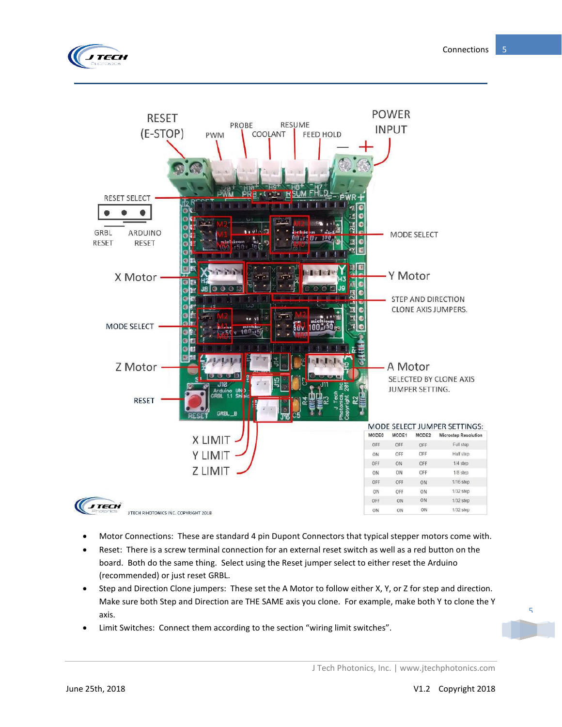| MODE0 | MODE1 | MODE2 | Microstep Resolution |
|---|---|---|---|
| OFF | OFF | OFF | Full step |
| ON | OFF | OFF | Half step |
| OFF | ON | OFF | 1/4 step |
| ON | ON | OFF | 1/8 step |
| OFF | OFF | ON | 1/16 step |
| ON | OFF | ON | 1/32 step |
| OFF | ON | ON | 1/32 step |
| ON | ON | ON | 1/32 step |

- Motor Connections: These are standard 4 pin Dupont Connectors that typical stepper motors come with.
- Reset: There is a screw terminal connection for an external reset switch as well as a red button on the board. Both do the same thing. Select using the Reset jumper select to either reset the Arduino (recommended) or just reset GRBL.
- Step and Direction Clone jumpers: These set the A Motor to follow either X, Y, or Z for step and direction. Make sure both Step and Direction are THE SAME axis you clone. For example, make both Y to clone the Y axis.
- Limit Switches: Connect them according to the section "wiring limit switches".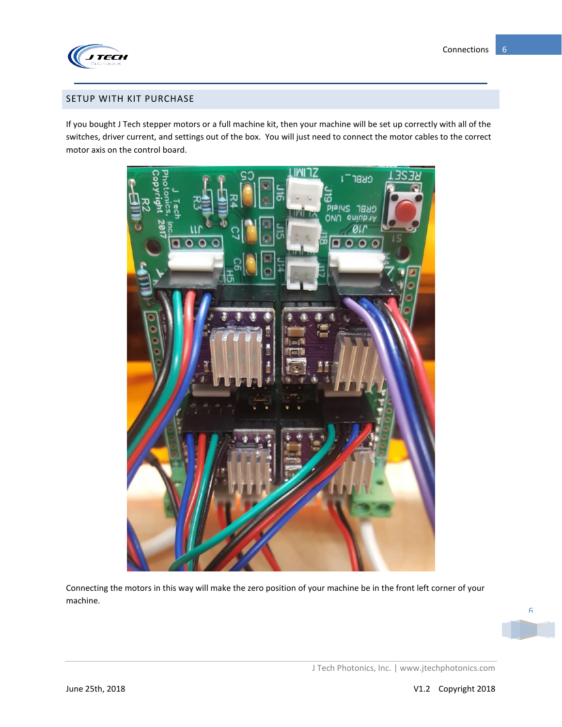## SETUP WITH KIT PURCHASE

If you bought J Tech stepper motors or a full machine kit, then your machine will be set up correctly with all of the switches, driver current, and settings out of the box. You will just need to connect the motor cables to the correct motor axis on the control board.

Connecting the motors in this way will make the zero position of your machine be in the front left corner of your machine.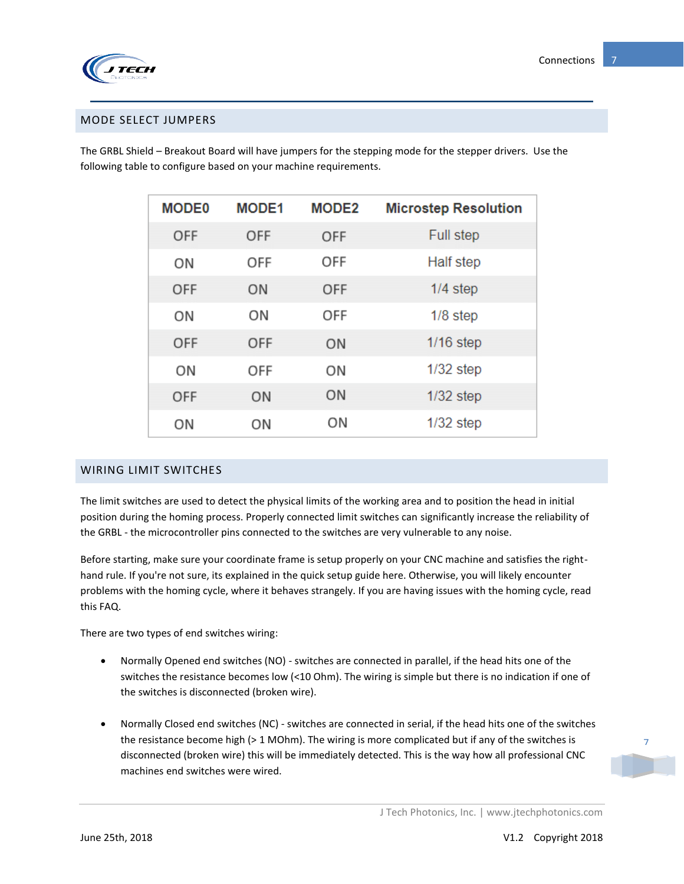## MODE SELECT JUMPERS

The GRBL Shield – Breakout Board will have jumpers for the stepping mode for the stepper drivers. Use the following table to configure based on your machine requirements.

| MODE0 | MODE1 | MODE2 | Microstep Resolution |
|---|---|---|---|
| OFF | OFF | OFF | Full step |
| ON | OFF | OFF | Half step |
| OFF | ON | OFF | 1/4 step |
| ON | ON | OFF | 1/8 step |
| OFF | OFF | ON | 1/16 step |
| ON | OFF | ON | 1/32 step |
| OFF | ON | ON | 1/32 step |
| ON | ON | ON | 1/32 step |

## WIRING LIMIT SWITCHES

The limit switches are used to detect the physical limits of the working area and to position the head in initial position during the homing process. Properly connected limit switches can significantly increase the reliability of the GRBL - the microcontroller pins connected to the switches are very vulnerable to any noise.

Before starting, make sure your coordinate frame is setup properly on your CNC machine and satisfies the right-hand rule. If you're not sure, its explained in the quick setup guide here. Otherwise, you will likely encounter problems with the homing cycle, where it behaves strangely. If you are having issues with the homing cycle, read this FAQ.

There are two types of end switches wiring:

- Normally Opened end switches (NO) - switches are connected in parallel, if the head hits one of the switches the resistance becomes low (<10 Ohm). The wiring is simple but there is no indication if one of the switches is disconnected (broken wire).

- Normally Closed end switches (NC) - switches are connected in serial, if the head hits one of the switches the resistance become high (> 1 MOhm). The wiring is more complicated but if any of the switches is disconnected (broken wire) this will be immediately detected. This is the way how all professional CNC machines end switches were wired.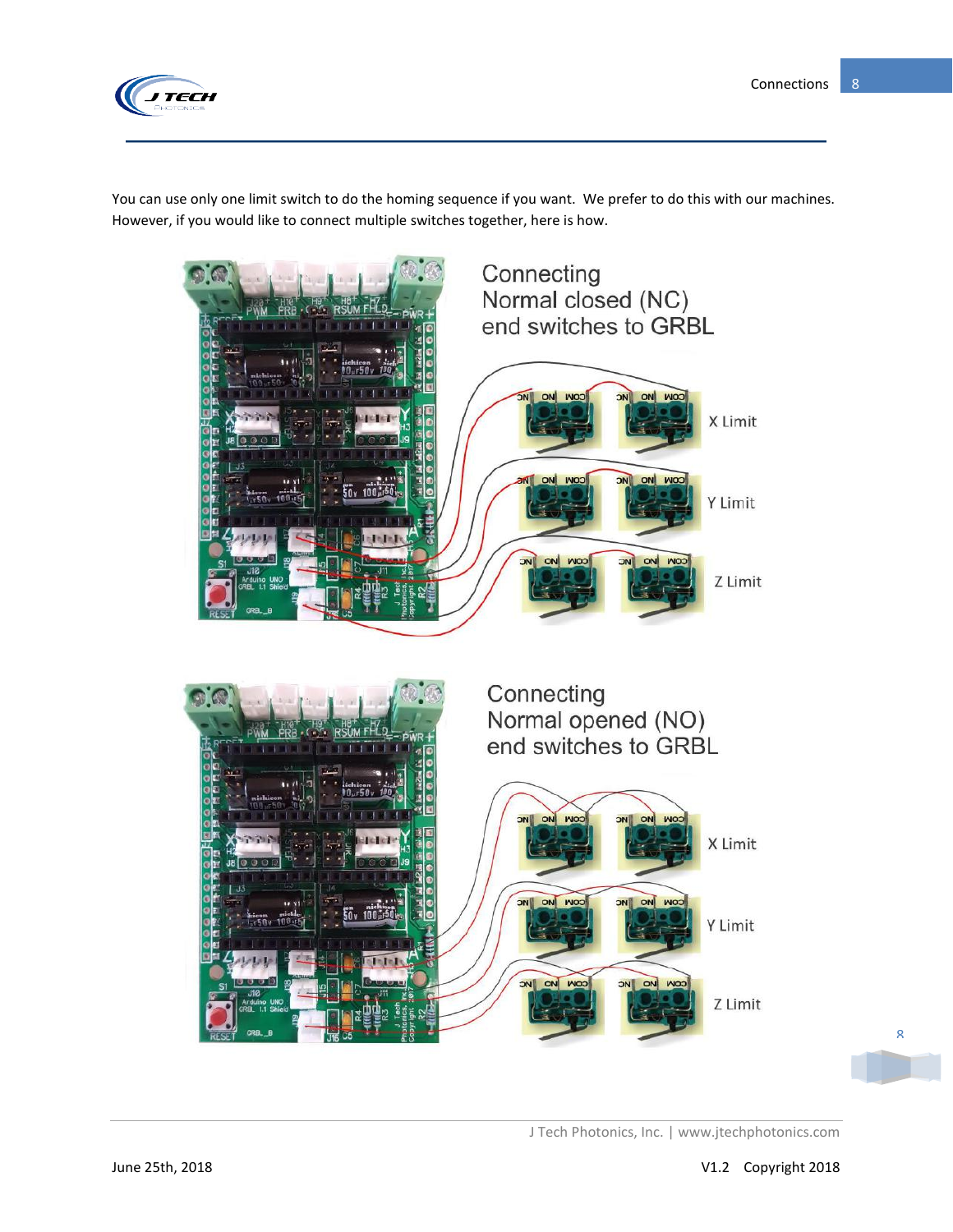You can use only one limit switch to do the homing sequence if you want. We prefer to do this with our machines. However, if you would like to connect multiple switches together, here is how.

Connecting Normal closed (NC) end switches to GRBL

X Limit

Y Limit

Z Limit

Connecting Normal opened (NO) end switches to GRBL

X Limit

Y Limit

Z Limit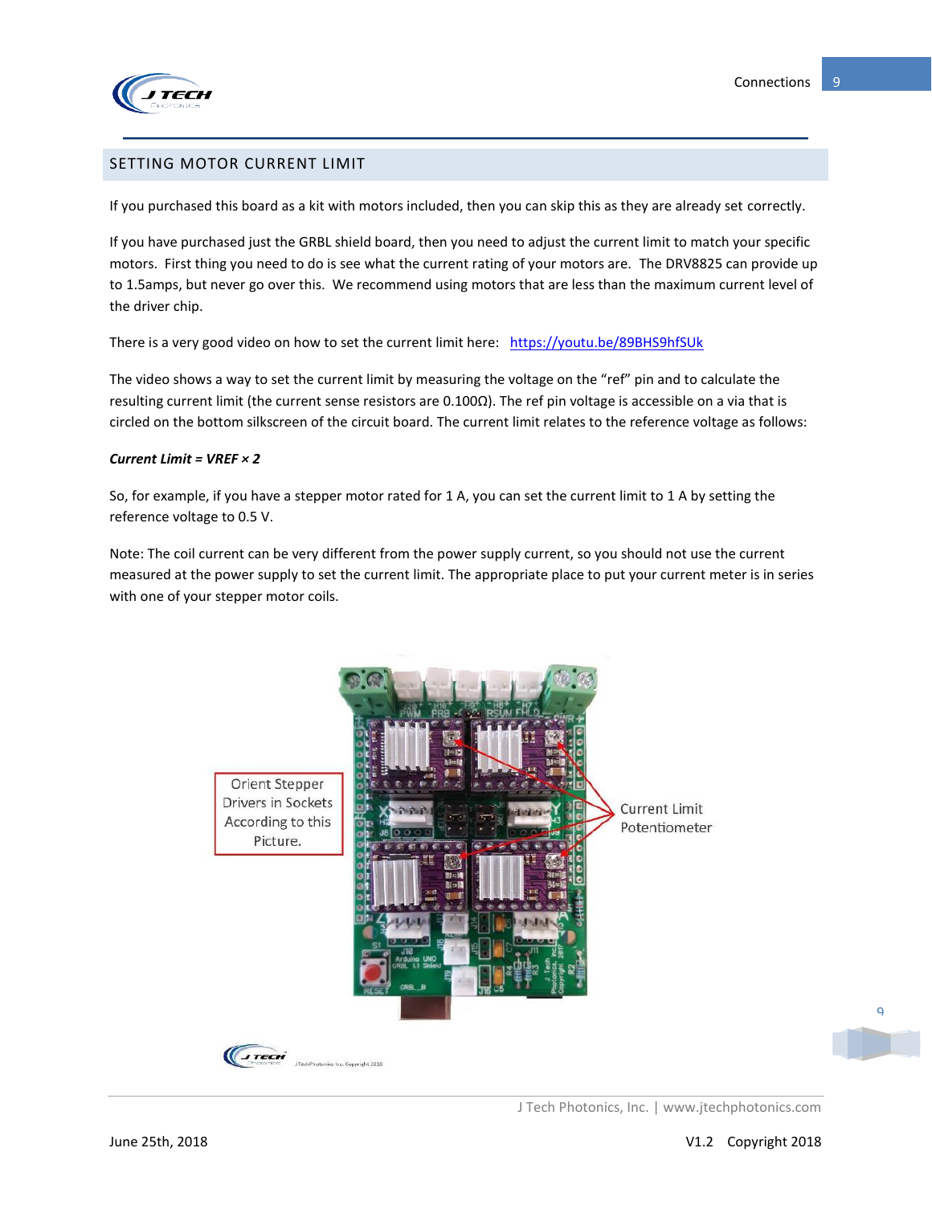## SETTING MOTOR CURRENT LIMIT

If you purchased this board as a kit with motors included, then you can skip this as they are already set correctly.

If you have purchased just the GRBL shield board, then you need to adjust the current limit to match your specific motors. First thing you need to do is see what the current rating of your motors are. The DRV8825 can provide up to 1.5amps, but never go over this. We recommend using motors that are less than the maximum current level of the driver chip.

There is a very good video on how to set the current limit here: [https://youtu.be/89BHS9hfSUk](https://youtu.be/89BHS9hfSUk)

The video shows a way to set the current limit by measuring the voltage on the "ref" pin and to calculate the resulting current limit (the current sense resistors are 0.100Ω). The ref pin voltage is accessible on a via that is circled on the bottom silkscreen of the circuit board. The current limit relates to the reference voltage as follows:

***Current Limit = VREF × 2***

So, for example, if you have a stepper motor rated for 1 A, you can set the current limit to 1 A by setting the reference voltage to 0.5 V.

Note: The coil current can be very different from the power supply current, so you should not use the current measured at the power supply to set the current limit. The appropriate place to put your current meter is in series with one of your stepper motor coils.

Orient Stepper Drivers in Sockets According to this Picture.

Current Limit Potentiometer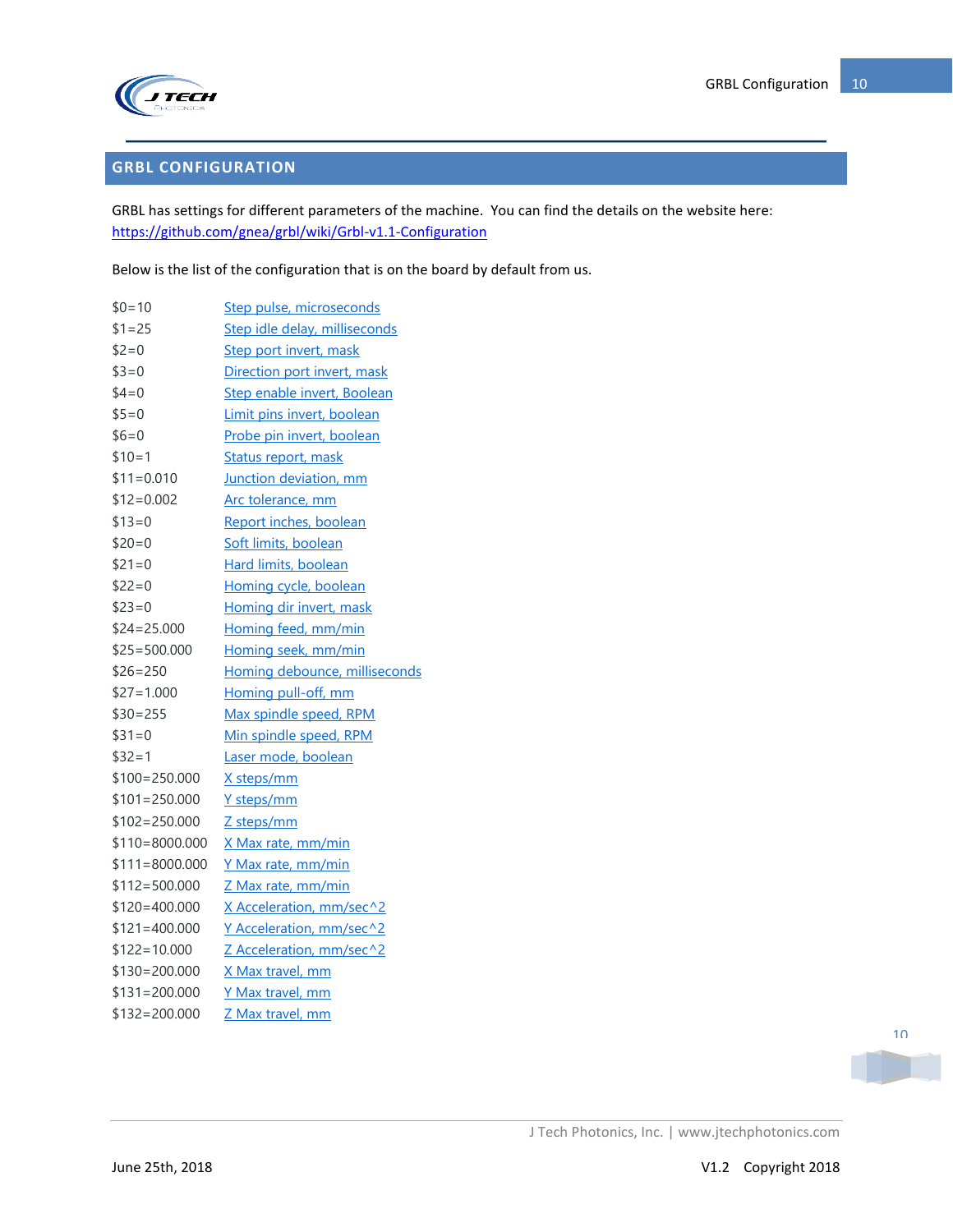## GRBL CONFIGURATION

GRBL has settings for different parameters of the machine. You can find the details on the website here: https://github.com/gnea/grbl/wiki/Grbl-v1.1-Configuration

Below is the list of the configuration that is on the board by default from us.

| | |
|---|---|
| $0=10 | Step pulse, microseconds |
| $1=25 | Step idle delay, milliseconds |
| $2=0 | Step port invert, mask |
| $3=0 | Direction port invert, mask |
| $4=0 | Step enable invert, Boolean |
| $5=0 | Limit pins invert, boolean |
| $6=0 | Probe pin invert, boolean |
| $10=1 | Status report, mask |
| $11=0.010 | Junction deviation, mm |
| $12=0.002 | Arc tolerance, mm |
| $13=0 | Report inches, boolean |
| $20=0 | Soft limits, boolean |
| $21=0 | Hard limits, boolean |
| $22=0 | Homing cycle, boolean |
| $23=0 | Homing dir invert, mask |
| $24=25.000 | Homing feed, mm/min |
| $25=500.000 | Homing seek, mm/min |
| $26=250 | Homing debounce, milliseconds |
| $27=1.000 | Homing pull-off, mm |
| $30=255 | Max spindle speed, RPM |
| $31=0 | Min spindle speed, RPM |
| $32=1 | Laser mode, boolean |
| $100=250.000 | X steps/mm |
| $101=250.000 | Y steps/mm |
| $102=250.000 | Z steps/mm |
| $110=8000.000 | X Max rate, mm/min |
| $111=8000.000 | Y Max rate, mm/min |
| $112=500.000 | Z Max rate, mm/min |
| $120=400.000 | X Acceleration, mm/sec^2 |
| $121=400.000 | Y Acceleration, mm/sec^2 |
| $122=10.000 | Z Acceleration, mm/sec^2 |
| $130=200.000 | X Max travel, mm |
| $131=200.000 | Y Max travel, mm |
| $132=200.000 | Z Max travel, mm |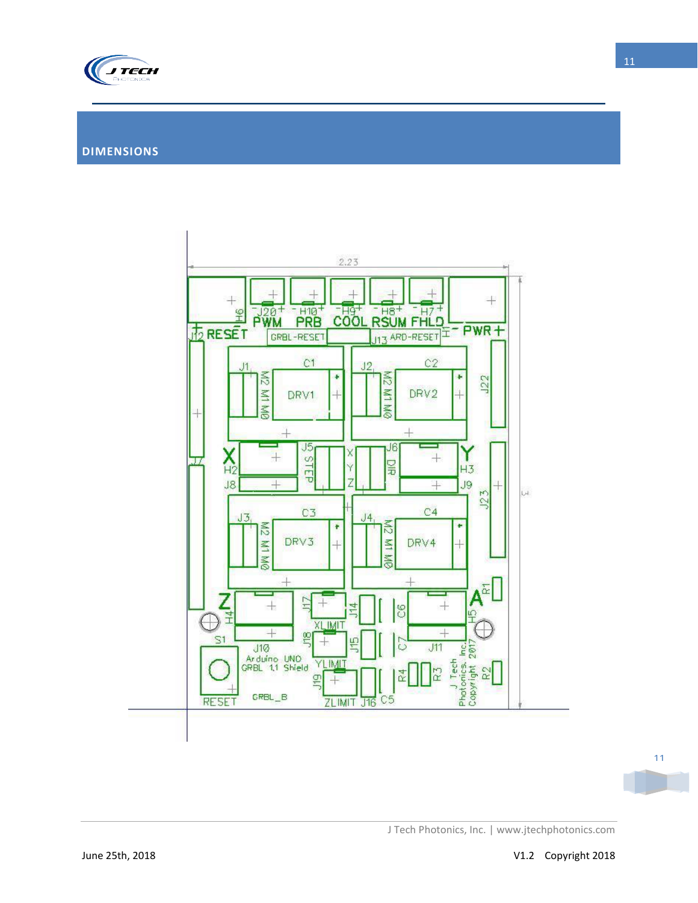## DIMENSIONS

2.23

3

J20 PWM
H10 PRB
H9 COOL
H8 RSUM
H7 FHLD
H6 RESET
J12
GRBL-RESET
J13 ARD-RESET
H1 PWR
J1 C1 M2 M1 M0 DRV1
J2 C2 M2 M1 M0 DRV2
J22
X H2 J8
J5 STEP X Y Z
J6 DIR
Y H3 J9
J23
J7
J3 C3 M2 M1 M0 DRV3
J4 C4 M2 M1 M0 DRV4
Z H4
J17 XLIMIT
J14 C6
A H5
R1
S1
J10 Arduino UNO GRBL 1.1 Shield
J18 YLIMIT
J15 C7
J11
J Tech Photonics, Inc. Copyright 2017
R4 R3 R2
RESET
GRBL_B
J19 ZLIMIT J16 C5